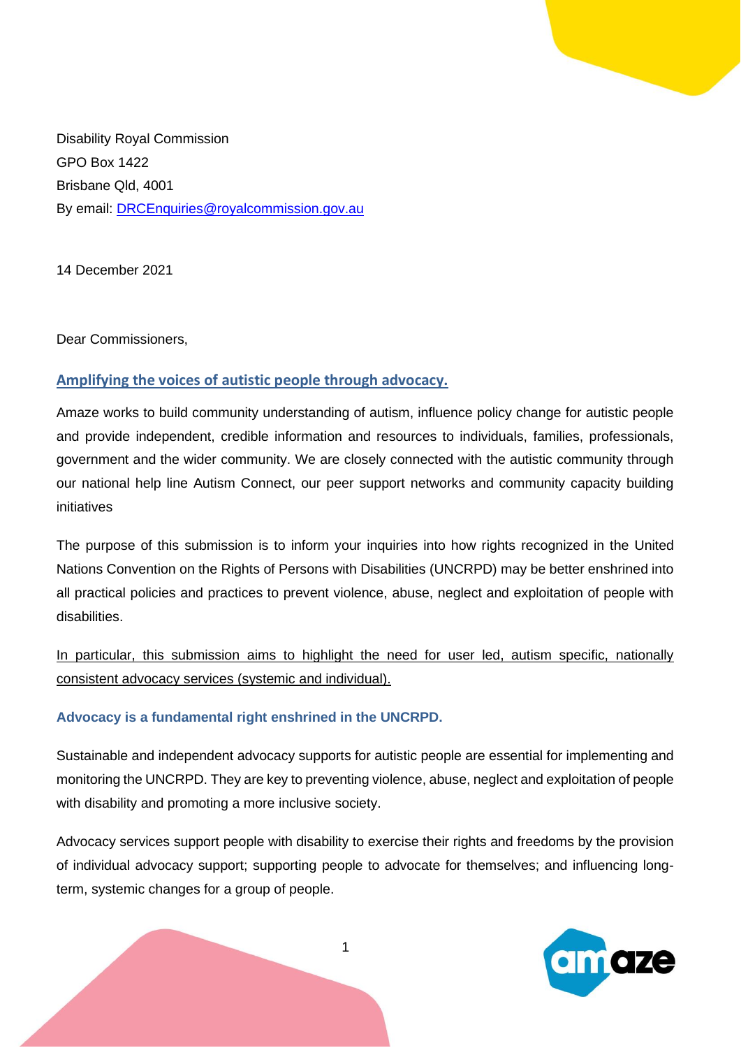Disability Royal Commission
GPO Box 1422
Brisbane Qld, 4001
By email: [DRCEnquiries@royalcommission.gov.au](mailto:DRCEnquiries@royalcommission.gov.au)

14 December 2021

Dear Commissioners,

## Amplifying the voices of autistic people through advocacy.

Amaze works to build community understanding of autism, influence policy change for autistic people and provide independent, credible information and resources to individuals, families, professionals, government and the wider community. We are closely connected with the autistic community through our national help line Autism Connect, our peer support networks and community capacity building initiatives

The purpose of this submission is to inform your inquiries into how rights recognized in the United Nations Convention on the Rights of Persons with Disabilities (UNCRPD) may be better enshrined into all practical policies and practices to prevent violence, abuse, neglect and exploitation of people with disabilities.

<u>In particular, this submission aims to highlight the need for user led, autism specific, nationally consistent advocacy services (systemic and individual).</u>

### Advocacy is a fundamental right enshrined in the UNCRPD.

Sustainable and independent advocacy supports for autistic people are essential for implementing and monitoring the UNCRPD. They are key to preventing violence, abuse, neglect and exploitation of people with disability and promoting a more inclusive society.

Advocacy services support people with disability to exercise their rights and freedoms by the provision of individual advocacy support; supporting people to advocate for themselves; and influencing long-term, systemic changes for a group of people.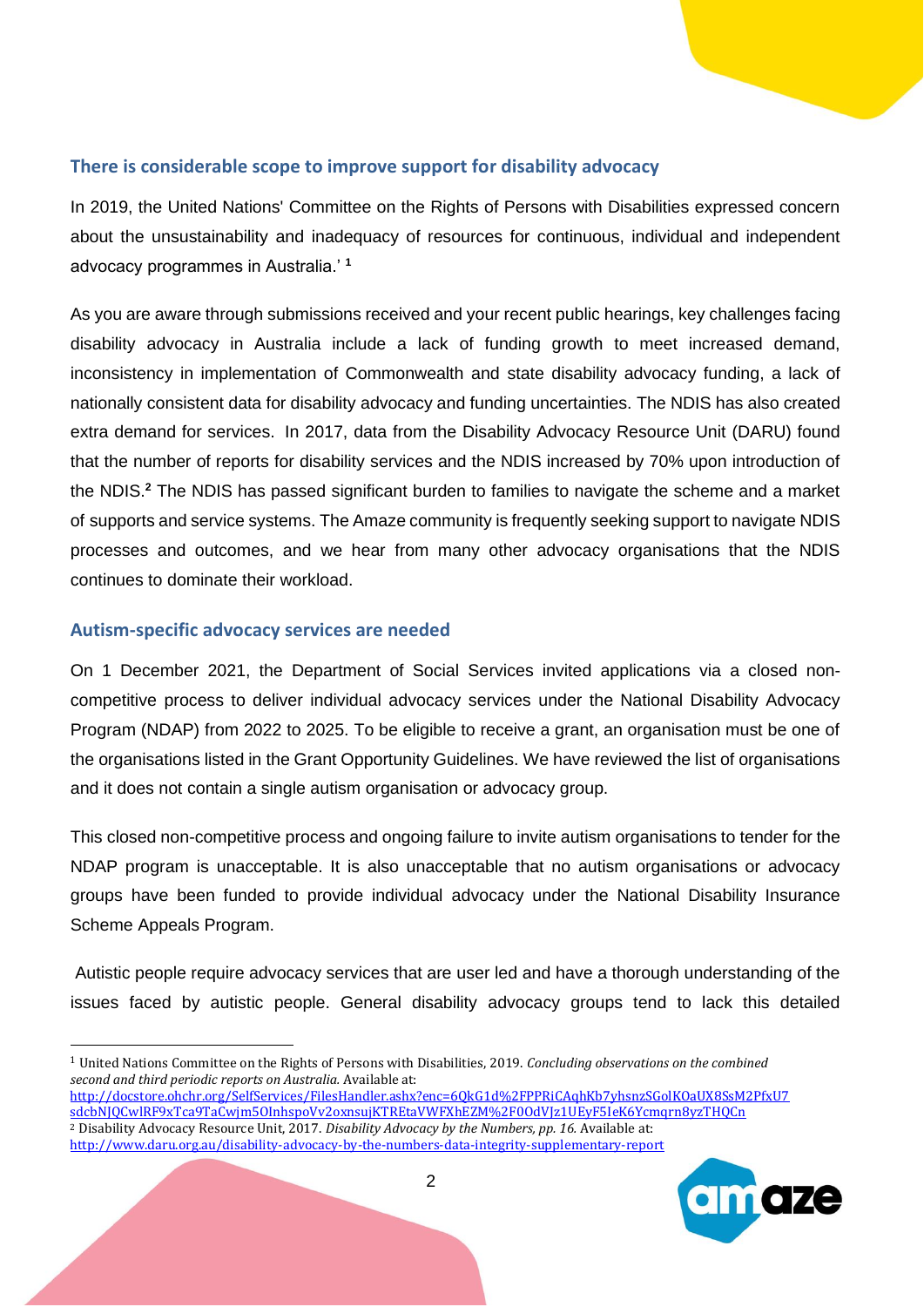## There is considerable scope to improve support for disability advocacy

In 2019, the United Nations' Committee on the Rights of Persons with Disabilities expressed concern about the unsustainability and inadequacy of resources for continuous, individual and independent advocacy programmes in Australia.' [1]

As you are aware through submissions received and your recent public hearings, key challenges facing disability advocacy in Australia include a lack of funding growth to meet increased demand, inconsistency in implementation of Commonwealth and state disability advocacy funding, a lack of nationally consistent data for disability advocacy and funding uncertainties. The NDIS has also created extra demand for services. In 2017, data from the Disability Advocacy Resource Unit (DARU) found that the number of reports for disability services and the NDIS increased by 70% upon introduction of the NDIS.[2] The NDIS has passed significant burden to families to navigate the scheme and a market of supports and service systems. The Amaze community is frequently seeking support to navigate NDIS processes and outcomes, and we hear from many other advocacy organisations that the NDIS continues to dominate their workload.

## Autism-specific advocacy services are needed

On 1 December 2021, the Department of Social Services invited applications via a closed non-competitive process to deliver individual advocacy services under the National Disability Advocacy Program (NDAP) from 2022 to 2025. To be eligible to receive a grant, an organisation must be one of the organisations listed in the Grant Opportunity Guidelines. We have reviewed the list of organisations and it does not contain a single autism organisation or advocacy group.

This closed non-competitive process and ongoing failure to invite autism organisations to tender for the NDAP program is unacceptable. It is also unacceptable that no autism organisations or advocacy groups have been funded to provide individual advocacy under the National Disability Insurance Scheme Appeals Program.

Autistic people require advocacy services that are user led and have a thorough understanding of the issues faced by autistic people. General disability advocacy groups tend to lack this detailed

---

[1] United Nations Committee on the Rights of Persons with Disabilities, 2019. *Concluding observations on the combined second and third periodic reports on Australia.* Available at: http://docstore.ohchr.org/SelfServices/FilesHandler.ashx?enc=6QkG1d%2FPPRiCAqhKb7yhsnzSGolKOaUX8SsM2PfxU7sdcbNJQCwlRF9xTca9TaCwjm5OInhspoVv2oxnsujKTREtaVWFXhEZM%2F0OdVJz1UEyF5IeK6Ycmqrn8yzTHQCn

[2] Disability Advocacy Resource Unit, 2017. *Disability Advocacy by the Numbers, pp. 16.* Available at: http://www.daru.org.au/disability-advocacy-by-the-numbers-data-integrity-supplementary-report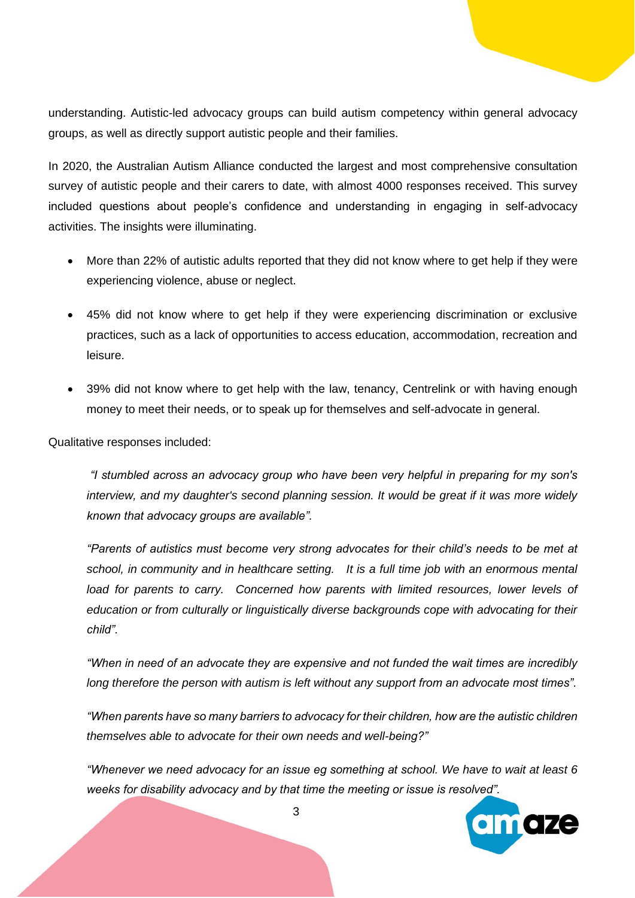understanding. Autistic-led advocacy groups can build autism competency within general advocacy groups, as well as directly support autistic people and their families.

In 2020, the Australian Autism Alliance conducted the largest and most comprehensive consultation survey of autistic people and their carers to date, with almost 4000 responses received. This survey included questions about people's confidence and understanding in engaging in self-advocacy activities. The insights were illuminating.

- More than 22% of autistic adults reported that they did not know where to get help if they were experiencing violence, abuse or neglect.
- 45% did not know where to get help if they were experiencing discrimination or exclusive practices, such as a lack of opportunities to access education, accommodation, recreation and leisure.
- 39% did not know where to get help with the law, tenancy, Centrelink or with having enough money to meet their needs, or to speak up for themselves and self-advocate in general.

Qualitative responses included:

> *"I stumbled across an advocacy group who have been very helpful in preparing for my son's interview, and my daughter's second planning session. It would be great if it was more widely known that advocacy groups are available".*

> *"Parents of autistics must become very strong advocates for their child's needs to be met at school, in community and in healthcare setting. It is a full time job with an enormous mental load for parents to carry. Concerned how parents with limited resources, lower levels of education or from culturally or linguistically diverse backgrounds cope with advocating for their child".*

> *"When in need of an advocate they are expensive and not funded the wait times are incredibly long therefore the person with autism is left without any support from an advocate most times".*

> *"When parents have so many barriers to advocacy for their children, how are the autistic children themselves able to advocate for their own needs and well-being?"*

> *"Whenever we need advocacy for an issue eg something at school. We have to wait at least 6 weeks for disability advocacy and by that time the meeting or issue is resolved".*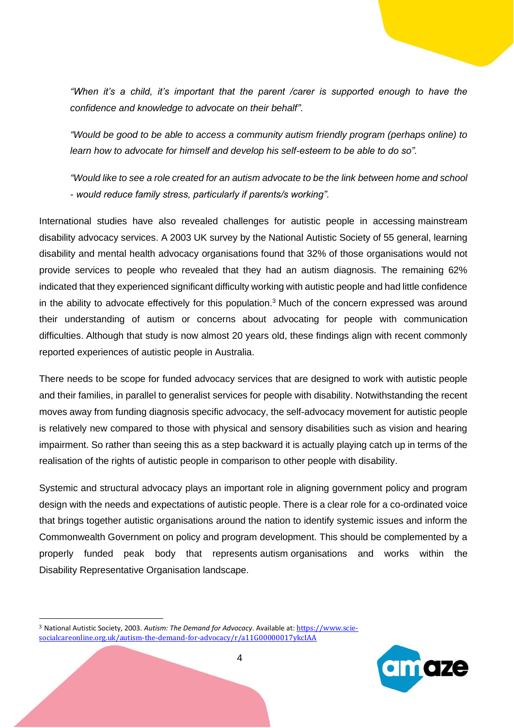*"When it's a child, it's important that the parent /carer is supported enough to have the confidence and knowledge to advocate on their behalf".*

*"Would be good to be able to access a community autism friendly program (perhaps online) to learn how to advocate for himself and develop his self-esteem to be able to do so".*

*"Would like to see a role created for an autism advocate to be the link between home and school - would reduce family stress, particularly if parents/s working".*

International studies have also revealed challenges for autistic people in accessing mainstream disability advocacy services. A 2003 UK survey by the National Autistic Society of 55 general, learning disability and mental health advocacy organisations found that 32% of those organisations would not provide services to people who revealed that they had an autism diagnosis. The remaining 62% indicated that they experienced significant difficulty working with autistic people and had little confidence in the ability to advocate effectively for this population.[3] Much of the concern expressed was around their understanding of autism or concerns about advocating for people with communication difficulties. Although that study is now almost 20 years old, these findings align with recent commonly reported experiences of autistic people in Australia.

There needs to be scope for funded advocacy services that are designed to work with autistic people and their families, in parallel to generalist services for people with disability. Notwithstanding the recent moves away from funding diagnosis specific advocacy, the self-advocacy movement for autistic people is relatively new compared to those with physical and sensory disabilities such as vision and hearing impairment. So rather than seeing this as a step backward it is actually playing catch up in terms of the realisation of the rights of autistic people in comparison to other people with disability.

Systemic and structural advocacy plays an important role in aligning government policy and program design with the needs and expectations of autistic people. There is a clear role for a co-ordinated voice that brings together autistic organisations around the nation to identify systemic issues and inform the Commonwealth Government on policy and program development. This should be complemented by a properly funded peak body that represents autism organisations and works within the Disability Representative Organisation landscape.

---

[3] National Autistic Society, 2003. *Autism: The Demand for Advocacy*. Available at: https://www.scie-socialcareonline.org.uk/autism-the-demand-for-advocacy/r/a11G00000017ykcIAA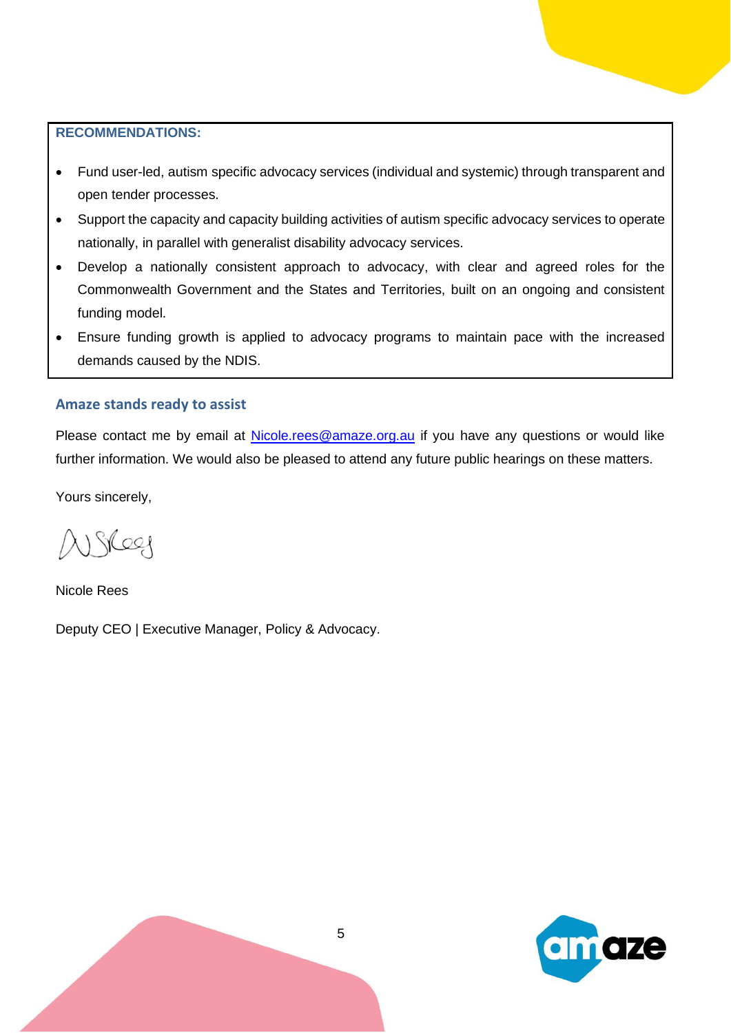**RECOMMENDATIONS:**

- Fund user-led, autism specific advocacy services (individual and systemic) through transparent and open tender processes.
- Support the capacity and capacity building activities of autism specific advocacy services to operate nationally, in parallel with generalist disability advocacy services.
- Develop a nationally consistent approach to advocacy, with clear and agreed roles for the Commonwealth Government and the States and Territories, built on an ongoing and consistent funding model.
- Ensure funding growth is applied to advocacy programs to maintain pace with the increased demands caused by the NDIS.

## Amaze stands ready to assist

Please contact me by email at Nicole.rees@amaze.org.au if you have any questions or would like further information. We would also be pleased to attend any future public hearings on these matters.

Yours sincerely,

Nicole Rees

Deputy CEO | Executive Manager, Policy & Advocacy.